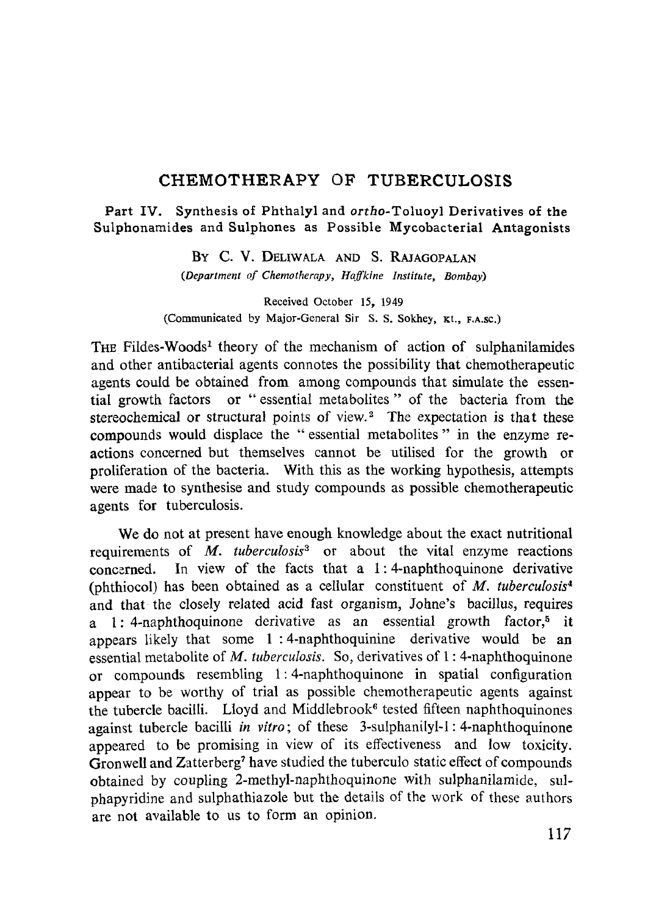# CHEMOTHERAPY OF TUBERCULOSIS

## Part IV. Synthesis of Phthalyl and *ortho*-Toluoyl Derivatives of the Sulphonamides and Sulphones as Possible Mycobacterial Antagonists

BY C. V. DELIWALA AND S. RAJAGOPALAN

(*Department of Chemotherapy, Haffkine Institute, Bombay*)

Received October 15, 1949

(Communicated by Major-General Sir S. S. Sokhey, Kt., F.A.Sc.)

THE Fildes-Woods[1] theory of the mechanism of action of sulphanilamides and other antibacterial agents connotes the possibility that chemotherapeutic agents could be obtained from among compounds that simulate the essential growth factors or "essential metabolites" of the bacteria from the stereochemical or structural points of view.[2] The expectation is that these compounds would displace the "essential metabolites" in the enzyme reactions concerned but themselves cannot be utilised for the growth or proliferation of the bacteria. With this as the working hypothesis, attempts were made to synthesise and study compounds as possible chemotherapeutic agents for tuberculosis.

We do not at present have enough knowledge about the exact nutritional requirements of *M. tuberculosis*[3] or about the vital enzyme reactions concerned. In view of the facts that a 1:4-naphthoquinone derivative (phthiocol) has been obtained as a cellular constituent of *M. tuberculosis*[4] and that the closely related acid fast organism, Johne's bacillus, requires a 1:4-naphthoquinone derivative as an essential growth factor,[5] it appears likely that some 1:4-naphthoquinine derivative would be an essential metabolite of *M. tuberculosis*. So, derivatives of 1:4-naphthoquinone or compounds resembling 1:4-naphthoquinone in spatial configuration appear to be worthy of trial as possible chemotherapeutic agents against the tubercle bacilli. Lloyd and Middlebrook[6] tested fifteen naphthoquinones against tubercle bacilli *in vitro*; of these 3-sulphanilyl-1:4-naphthoquinone appeared to be promising in view of its effectiveness and low toxicity. Gronwell and Zatterberg[7] have studied the tuberculo static effect of compounds obtained by coupling 2-methyl-naphthoquinone with sulphanilamide, sulphapyridine and sulphathiazole but the details of the work of these authors are not available to us to form an opinion.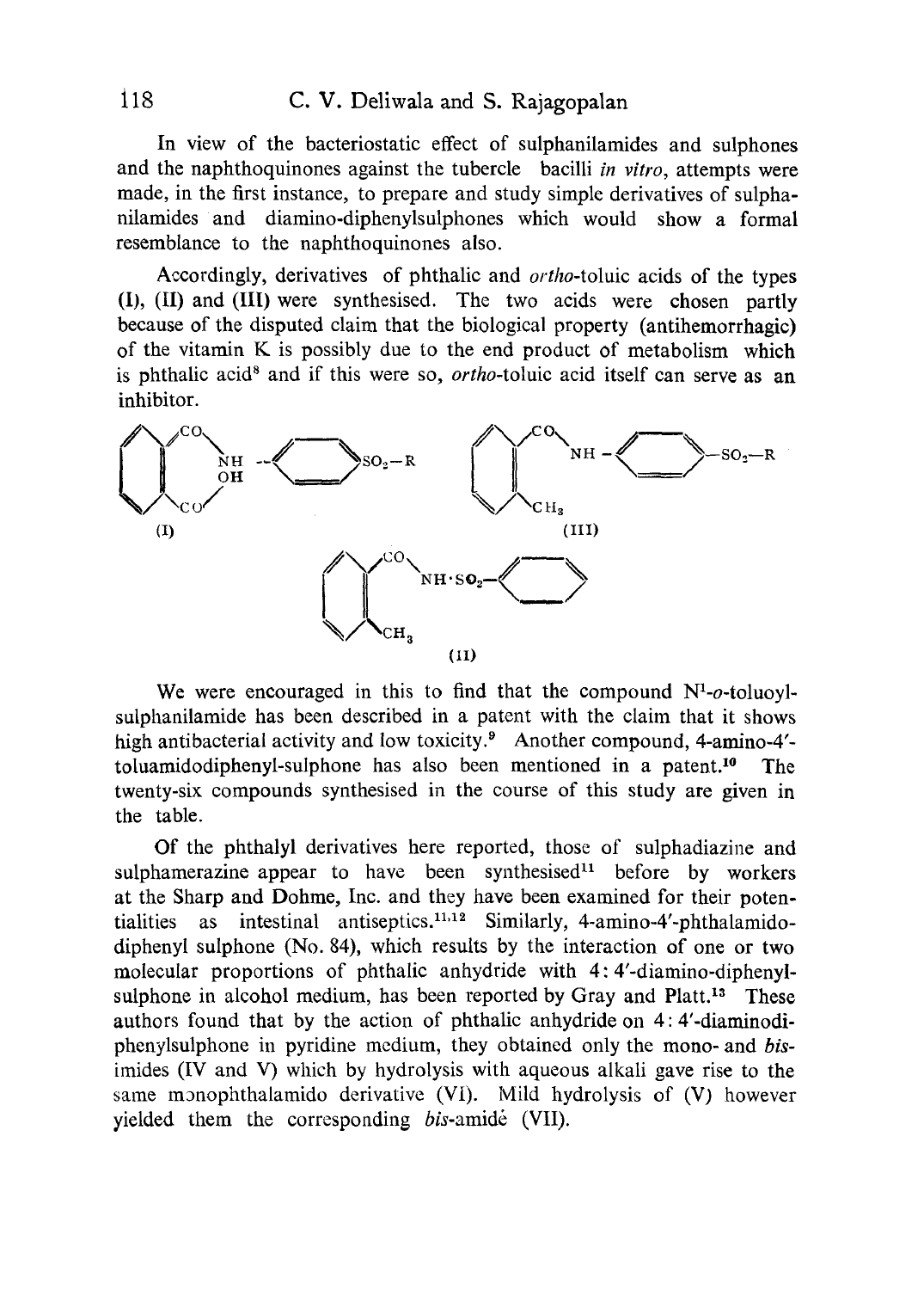In view of the bacteriostatic effect of sulphanilamides and sulphones and the naphthoquinones against the tubercle bacilli *in vitro*, attempts were made, in the first instance, to prepare and study simple derivatives of sulphanilamides and diamino-diphenylsulphones which would show a formal resemblance to the naphthoquinones also.

Accordingly, derivatives of phthalic and *ortho*-toluic acids of the types (I), (II) and (III) were synthesised. The two acids were chosen partly because of the disputed claim that the biological property (antihemorrhagic) of the vitamin K is possibly due to the end product of metabolism which is phthalic acid[8] and if this were so, *ortho*-toluic acid itself can serve as an inhibitor.

(I) (III) (II)

We were encouraged in this to find that the compound $N^1$-*o*-toluoyl-sulphanilamide has been described in a patent with the claim that it shows high antibacterial activity and low toxicity.[9] Another compound, 4-amino-4′-toluamidodiphenyl-sulphone has also been mentioned in a patent.[10] The twenty-six compounds synthesised in the course of this study are given in the table.

Of the phthalyl derivatives here reported, those of sulphadiazine and sulphamerazine appear to have been synthesised[11] before by workers at the Sharp and Dohme, Inc. and they have been examined for their potentialities as intestinal antiseptics.[11,12] Similarly, 4-amino-4′-phthalamido-diphenyl sulphone (No. 84), which results by the interaction of one or two molecular proportions of phthalic anhydride with 4 : 4′-diamino-diphenyl-sulphone in alcohol medium, has been reported by Gray and Platt.[13] These authors found that by the action of phthalic anhydride on 4 : 4′-diaminodiphenylsulphone in pyridine medium, they obtained only the mono- and *bis*-imides (IV and V) which by hydrolysis with aqueous alkali gave rise to the same monophthalamido derivative (VI). Mild hydrolysis of (V) however yielded them the corresponding *bis*-amidė (VII).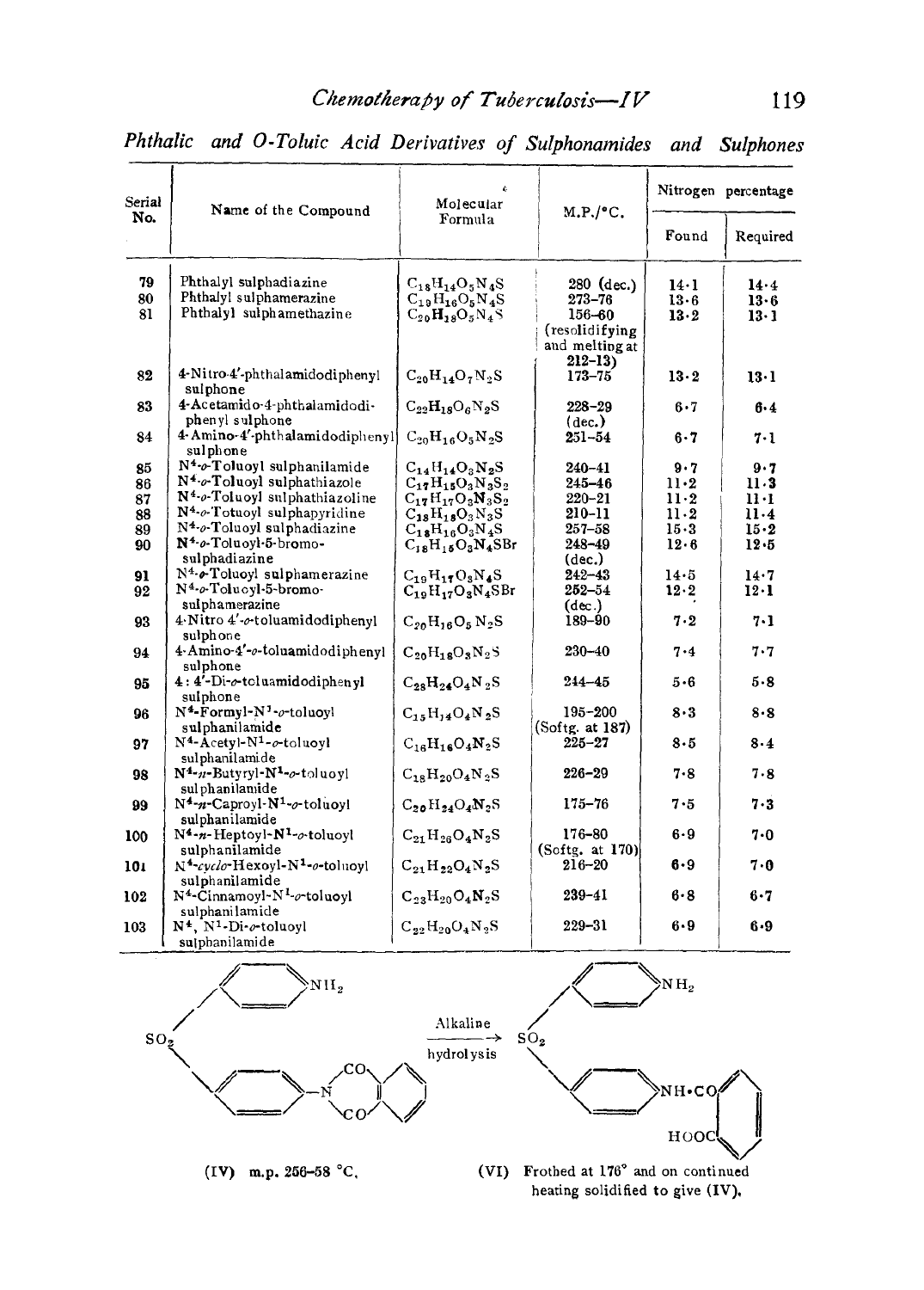## Phthalic and O-Toluic Acid Derivatives of Sulphonamides and Sulphones

| Serial No. | Name of the Compound | Molecular Formula | M.P./°C. | Nitrogen percentage | |
|---|---|---|---|---|---|
| | | | | Found | Required |
| 79 | Phthalyl sulphadiazine | $C_{18}H_{14}O_5N_4S$ | 280 (dec.) | 14·1 | 14·4 |
| 80 | Phthalyl sulphamerazine | $C_{19}H_{16}O_5N_4S$ | 273–76 | 13·6 | 13·6 |
| 81 | Phthalyl sulphamethazine | $C_{20}H_{18}O_5N_4S$ | 156–60 (resolidifying and melting at 212–13) | 13·2 | 13·1 |
| 82 | 4-Nitro-4'-phthalamidodiphenyl sulphone | $C_{20}H_{14}O_7N_2S$ | 173–75 | 13·2 | 13·1 |
| 83 | 4-Acetamido-4-phthalamidodiphenyl sulphone | $C_{22}H_{18}O_6N_2S$ | 228–29 (dec.) | 6·7 | 6·4 |
| 84 | 4-Amino-4'-phthalamidodiphenyl sulphone | $C_{20}H_{16}O_5N_2S$ | 251–54 | 6·7 | 7·1 |
| 85 | $N^4$-*o*-Toluoyl sulphanilamide | $C_{14}H_{14}O_3N_2S$ | 240–41 | 9·7 | 9·7 |
| 86 | $N^4$-*o*-Toluoyl sulphathiazole | $C_{17}H_{15}O_3N_3S_2$ | 245–46 | 11·2 | 11·3 |
| 87 | $N^4$-*o*-Toluoyl sulphathiazoline | $C_{17}H_{17}O_3N_3S_2$ | 220–21 | 11·2 | 11·1 |
| 88 | $N^4$-*o*-Totuoyl sulphapyridine | $C_{18}H_{18}O_3N_3S$ | 210–11 | 11·2 | 11·4 |
| 89 | $N^4$-*o*-Toluoyl sulphadiazine | $C_{18}H_{16}O_3N_4S$ | 257–58 | 15·3 | 15·2 |
| 90 | $N^4$-*o*-Toluoyl-5-bromo-sulphadiazine | $C_{18}H_{15}O_3N_4SBr$ | 248–49 (dec.) | 12·6 | 12·5 |
| 91 | $N^4$-*o*-Toluoyl sulphamerazine | $C_{19}H_{17}O_3N_4S$ | 242–43 | 14·5 | 14·7 |
| 92 | $N^4$-*o*-Toluoyl-5-bromo-sulphamerazine | $C_{19}H_{17}O_3N_4SBr$ | 252–54 (dec.) | 12·2 | 12·1 |
| 93 | 4-Nitro 4'-*o*-toluamidodiphenyl sulphone | $C_{20}H_{16}O_5N_2S$ | 189–90 | 7·2 | 7·1 |
| 94 | 4-Amino-4'-*o*-toluamidodiphenyl sulphone | $C_{20}H_{18}O_3N_2S$ | 230–40 | 7·4 | 7·7 |
| 95 | 4 : 4'-Di-*o*-toluamidodiphenyl sulphone | $C_{28}H_{24}O_4N_2S$ | 244–45 | 5·6 | 5·8 |
| 96 | $N^4$-Formyl-$N^1$-*o*-toluoyl sulphanilamide | $C_{15}H_{14}O_4N_2S$ | 195–200 (Softg. at 187) | 8·3 | 8·8 |
| 97 | $N^4$-Acetyl-$N^1$-*o*-toluoyl sulphanilamide | $C_{16}H_{16}O_4N_2S$ | 225–27 | 8·5 | 8·4 |
| 98 | $N^4$-*n*-Butyryl-$N^1$-*o*-toluoyl sulphanilamide | $C_{18}H_{20}O_4N_2S$ | 226–29 | 7·8 | 7·8 |
| 99 | $N^4$-*n*-Caproyl-$N^1$-*o*-toluoyl sulphanilamide | $C_{20}H_{24}O_4N_2S$ | 175–76 | 7·5 | 7·3 |
| 100 | $N^4$-*n*-Heptoyl-$N^1$-*o*-toluoyl sulphanilamide | $C_{21}H_{26}O_4N_2S$ | 176–80 (Softg. at 170) | 6·9 | 7·0 |
| 101 | $N^4$-*cyclo*-Hexoyl-$N^1$-*o*-toluoyl sulphanilamide | $C_{21}H_{22}O_4N_2S$ | 216–20 | 6·9 | 7·0 |
| 102 | $N^4$-Cinnamoyl-$N^1$-*o*-toluoyl sulphanilamide | $C_{23}H_{20}O_4N_2S$ | 239–41 | 6·8 | 6·7 |
| 103 | $N^4$, $N^1$-Di-*o*-toluoyl sulphanilamide | $C_{22}H_{20}O_4N_2S$ | 229–31 | 6·9 | 6·9 |

(IV) m.p. 256–58 °C. —— Alkaline hydrolysis ——→ (VI) Frothed at 176° and on continued heating solidified to give (IV).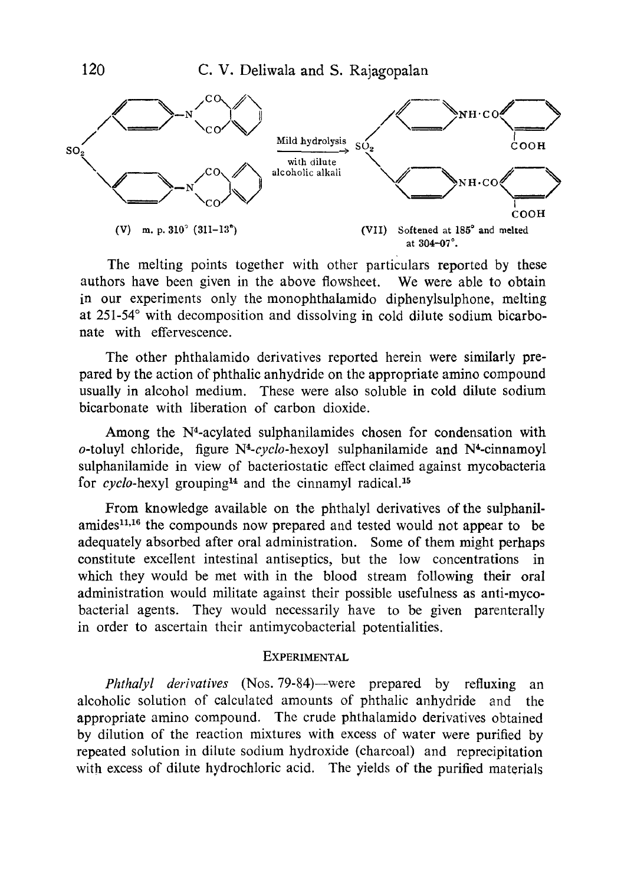(V) m. p. 310° (311–13°)

Mild hydrolysis with dilute alcoholic alkali →

(VII) Softened at 185° and melted at 304–07°.

The melting points together with other particulars reported by these authors have been given in the above flowsheet. We were able to obtain in our experiments only the monophthalamido diphenylsulphone, melting at 251-54° with decomposition and dissolving in cold dilute sodium bicarbonate with effervescence.

The other phthalamido derivatives reported herein were similarly prepared by the action of phthalic anhydride on the appropriate amino compound usually in alcohol medium. These were also soluble in cold dilute sodium bicarbonate with liberation of carbon dioxide.

Among the $N^4$-acylated sulphanilamides chosen for condensation with *o*-toluyl chloride, figure $N^4$-*cyclo*-hexoyl sulphanilamide and $N^4$-cinnamoyl sulphanilamide in view of bacteriostatic effect claimed against mycobacteria for *cyclo*-hexyl grouping[14] and the cinnamyl radical.[15]

From knowledge available on the phthalyl derivatives of the sulphanilamides[11,16] the compounds now prepared and tested would not appear to be adequately absorbed after oral administration. Some of them might perhaps constitute excellent intestinal antiseptics, but the low concentrations in which they would be met with in the blood stream following their oral administration would militate against their possible usefulness as anti-mycobacterial agents. They would necessarily have to be given parenterally in order to ascertain their antimycobacterial potentialities.

## Experimental

*Phthalyl derivatives* (Nos. 79-84)—were prepared by refluxing an alcoholic solution of calculated amounts of phthalic anhydride and the appropriate amino compound. The crude phthalamido derivatives obtained by dilution of the reaction mixtures with excess of water were purified by repeated solution in dilute sodium hydroxide (charcoal) and reprecipitation with excess of dilute hydrochloric acid. The yields of the purified materials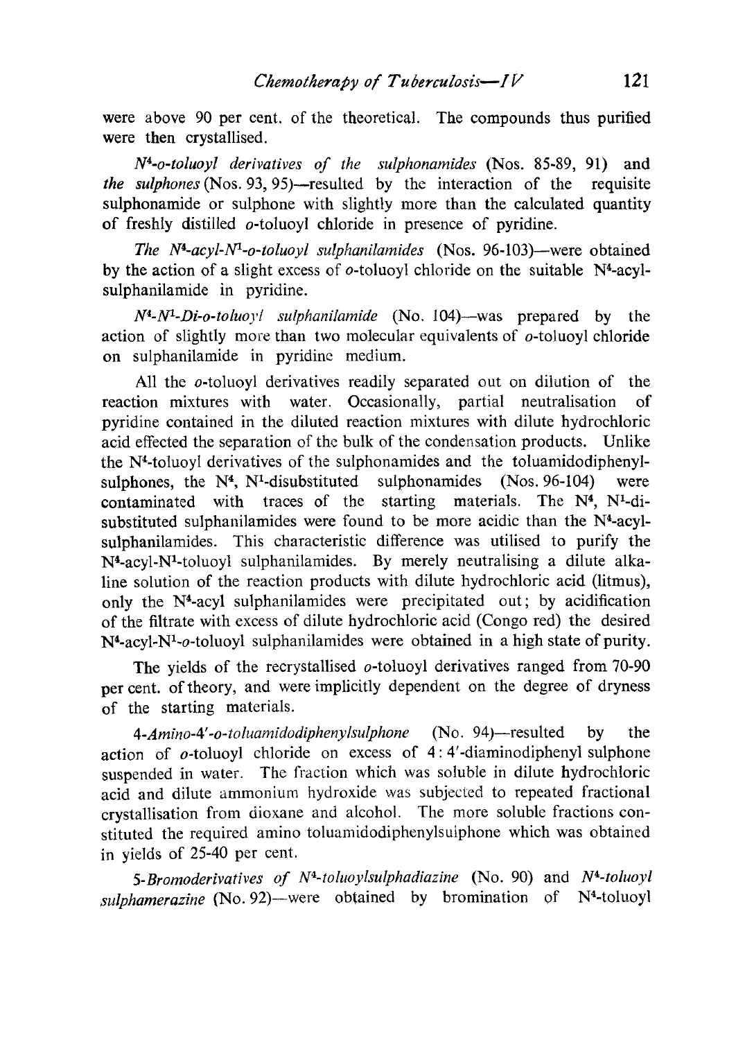were above 90 per cent. of the theoretical. The compounds thus purified were then crystallised.

*$N^4$-o-toluoyl derivatives of the sulphonamides* (Nos. 85-89, 91) and *the sulphones* (Nos. 93, 95)—resulted by the interaction of the requisite sulphonamide or sulphone with slightly more than the calculated quantity of freshly distilled *o*-toluoyl chloride in presence of pyridine.

*The $N^4$-acyl-$N^1$-o-toluoyl sulphanilamides* (Nos. 96-103)—were obtained by the action of a slight excess of *o*-toluoyl chloride on the suitable $N^4$-acyl-sulphanilamide in pyridine.

*$N^4$-$N^1$-Di-o-toluoyl sulphanilamide* (No. 104)—was prepared by the action of slightly more than two molecular equivalents of *o*-toluoyl chloride on sulphanilamide in pyridine medium.

All the *o*-toluoyl derivatives readily separated out on dilution of the reaction mixtures with water. Occasionally, partial neutralisation of pyridine contained in the diluted reaction mixtures with dilute hydrochloric acid effected the separation of the bulk of the condensation products. Unlike the $N^4$-toluoyl derivatives of the sulphonamides and the toluamidodiphenyl-sulphones, the $N^4$, $N^1$-disubstituted sulphonamides (Nos. 96-104) were contaminated with traces of the starting materials. The $N^4$, $N^1$-di-substituted sulphanilamides were found to be more acidic than the $N^4$-acyl-sulphanilamides. This characteristic difference was utilised to purify the $N^4$-acyl-$N^1$-toluoyl sulphanilamides. By merely neutralising a dilute alkaline solution of the reaction products with dilute hydrochloric acid (litmus), only the $N^4$-acyl sulphanilamides were precipitated out; by acidification of the filtrate with excess of dilute hydrochloric acid (Congo red) the desired $N^4$-acyl-$N^1$-*o*-toluoyl sulphanilamides were obtained in a high state of purity.

The yields of the recrystallised *o*-toluoyl derivatives ranged from 70-90 per cent. of theory, and were implicitly dependent on the degree of dryness of the starting materials.

*4-Amino-4′-o-toluamidodiphenylsulphone* (No. 94)—resulted by the action of *o*-toluoyl chloride on excess of 4 : 4′-diaminodiphenyl sulphone suspended in water. The fraction which was soluble in dilute hydrochloric acid and dilute ammonium hydroxide was subjected to repeated fractional crystallisation from dioxane and alcohol. The more soluble fractions constituted the required amino toluamidodiphenylsulphone which was obtained in yields of 25-40 per cent.

*5-Bromoderivatives of $N^4$-toluoylsulphadiazine* (No. 90) and *$N^4$-toluoyl sulphamerazine* (No. 92)—were obtained by bromination of $N^4$-toluoyl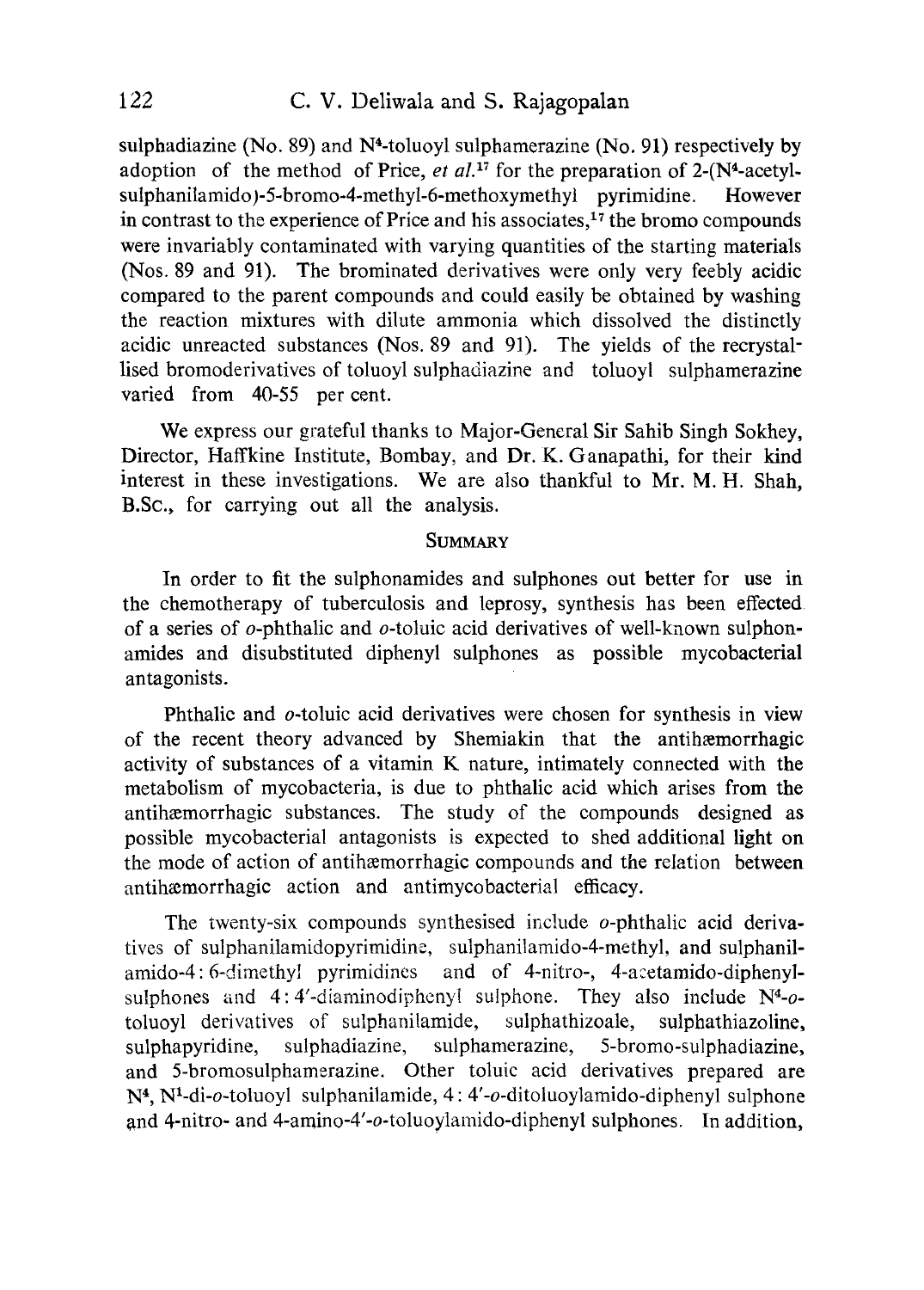sulphadiazine (No. 89) and N[4]-toluoyl sulphamerazine (No. 91) respectively by adoption of the method of Price, *et al.*[17] for the preparation of 2-(N[4]-acetyl-sulphanilamido)-5-bromo-4-methyl-6-methoxymethyl pyrimidine. However in contrast to the experience of Price and his associates,[17] the bromo compounds were invariably contaminated with varying quantities of the starting materials (Nos. 89 and 91). The brominated derivatives were only very feebly acidic compared to the parent compounds and could easily be obtained by washing the reaction mixtures with dilute ammonia which dissolved the distinctly acidic unreacted substances (Nos. 89 and 91). The yields of the recrystallised bromoderivatives of toluoyl sulphadiazine and toluoyl sulphamerazine varied from 40-55 per cent.

We express our grateful thanks to Major-General Sir Sahib Singh Sokhey, Director, Haffkine Institute, Bombay, and Dr. K. Ganapathi, for their kind interest in these investigations. We are also thankful to Mr. M. H. Shah, B.Sc., for carrying out all the analysis.

## Summary

In order to fit the sulphonamides and sulphones out better for use in the chemotherapy of tuberculosis and leprosy, synthesis has been effected of a series of *o*-phthalic and *o*-toluic acid derivatives of well-known sulphonamides and disubstituted diphenyl sulphones as possible mycobacterial antagonists.

Phthalic and *o*-toluic acid derivatives were chosen for synthesis in view of the recent theory advanced by Shemiakin that the antihæmorrhagic activity of substances of a vitamin K nature, intimately connected with the metabolism of mycobacteria, is due to phthalic acid which arises from the antihæmorrhagic substances. The study of the compounds designed as possible mycobacterial antagonists is expected to shed additional light on the mode of action of antihæmorrhagic compounds and the relation between antihæmorrhagic action and antimycobacterial efficacy.

The twenty-six compounds synthesised include *o*-phthalic acid derivatives of sulphanilamidopyrimidine, sulphanilamido-4-methyl, and sulphanilamido-4: 6-dimethyl pyrimidines and of 4-nitro-, 4-acetamido-diphenylsulphones and 4: 4′-diaminodiphenyl sulphone. They also include N[4]-*o*-toluoyl derivatives of sulphanilamide, sulphathizoale, sulphathiazoline, sulphapyridine, sulphadiazine, sulphamerazine, 5-bromo-sulphadiazine, and 5-bromosulphamerazine. Other toluic acid derivatives prepared are N[4], N[1]-di-*o*-toluoyl sulphanilamide, 4: 4′-*o*-ditoluoylamido-diphenyl sulphone and 4-nitro- and 4-amino-4′-*o*-toluoylamido-diphenyl sulphones. In addition,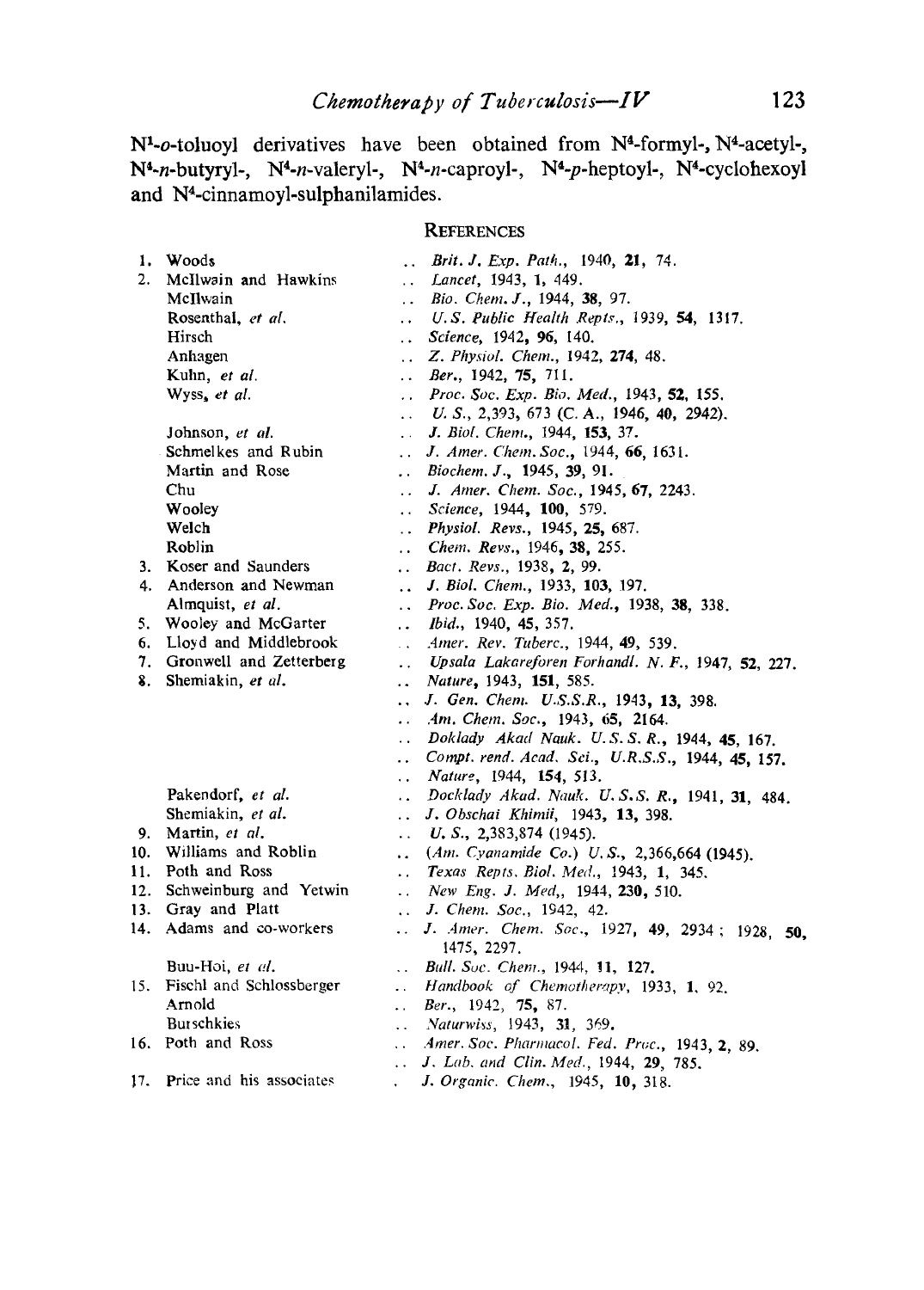$N^1$-*o*-toluoyl derivatives have been obtained from $N^4$-formyl-, $N^4$-acetyl-, $N^4$-*n*-butyryl-, $N^4$-*n*-valeryl-, $N^4$-*n*-caproyl-, $N^4$-*p*-heptoyl-, $N^4$-cyclohexoyl and $N^4$-cinnamoyl-sulphanilamides.

## REFERENCES

| | | |
|---|---|---|
| 1. | Woods | .. *Brit. J. Exp. Path.*, 1940, **21**, 74. |
| 2. | McIlwain and Hawkins | .. *Lancet*, 1943, **1**, 449. |
| | McIlwain | .. *Bio. Chem. J.*, 1944, **38**, 97. |
| | Rosenthal, *et al.* | .. *U. S. Public Health Repts.*, 1939, **54**, 1317. |
| | Hirsch | .. *Science*, 1942, **96**, 140. |
| | Anhagen | .. *Z. Physiol. Chem.*, 1942, **274**, 48. |
| | Kuhn, *et al.* | .. *Ber.*, 1942, **75**, 711. |
| | Wyss, *et al.* | .. *Proc. Soc. Exp. Bio. Med.*, 1943, **52**, 155. |
| | | .. *U. S.*, 2,393, 673 (C. A., 1946, **40**, 2942). |
| | Johnson, *et al.* | .. *J. Biol. Chem.*, 1944, **153**, 37. |
| | Schmelkes and Rubin | .. *J. Amer. Chem. Soc.*, 1944, **66**, 1631. |
| | Martin and Rose | .. *Biochem. J.*, 1945, **39**, 91. |
| | Chu | .. *J. Amer. Chem. Soc.*, 1945, **67**, 2243. |
| | Wooley | .. *Science*, 1944, **100**, 579. |
| | Welch | .. *Physiol. Revs.*, 1945, **25**, 687. |
| | Roblin | .. *Chem. Revs.*, 1946, **38**, 255. |
| 3. | Koser and Saunders | .. *Bact. Revs.*, 1938, **2**, 99. |
| 4. | Anderson and Newman | .. *J. Biol. Chem.*, 1933, **103**, 197. |
| | Almquist, *et al.* | .. *Proc. Soc. Exp. Bio. Med.*, 1938, **38**, 338. |
| 5. | Wooley and McGarter | .. *Ibid.*, 1940, **45**, 357. |
| 6. | Lloyd and Middlebrook | .. *Amer. Rev. Tuberc.*, 1944, **49**, 539. |
| 7. | Gronwell and Zetterberg | .. *Upsala Lakareforen Forhandl. N. F.*, 1947, **52**, 227. |
| 8. | Shemiakin, *et al.* | .. *Nature*, 1943, **151**, 585. |
| | | .. *J. Gen. Chem. U.S.S.R.*, 1943, **13**, 398. |
| | | .. *Am. Chem. Soc.*, 1943, **65**, 2164. |
| | | .. *Doklady Akad Nauk. U. S. S. R.*, 1944, **45**, 167. |
| | | .. *Compt. rend. Acad. Sci., U.R.S.S.*, 1944, **45**, 157. |
| | | .. *Nature*, 1944, **154**, 513. |
| | Pakendorf, *et al.* | .. *Docklady Akad. Nauk. U. S. S. R.*, 1941, **31**, 484. |
| | Shemiakin, *et al.* | .. *J. Obschai Khimii*, 1943, **13**, 398. |
| 9. | Martin, *et al.* | .. *U. S.*, 2,383,874 (1945). |
| 10. | Williams and Roblin | .. (*Am. Cyanamide Co.*) *U. S.*, 2,366,664 (1945). |
| 11. | Poth and Ross | .. *Texas Repts. Biol. Med.*, 1943, **1**, 345. |
| 12. | Schweinburg and Yetwin | .. *New Eng. J. Med.*, 1944, **230**, 510. |
| 13. | Gray and Platt | .. *J. Chem. Soc.*, 1942, 42. |
| 14. | Adams and co-workers | .. *J. Amer. Chem. Soc.*, 1927, **49**, 2934 ; 1928, **50**, 1475, 2297. |
| | Buu-Hoi, *et al.* | .. *Bull. Soc. Chem.*, 1944, **11**, 127. |
| 15. | Fischl and Schlossberger | .. *Handbook of Chemotherapy*, 1933, **1**, 92. |
| | Arnold | .. *Ber.*, 1942, **75**, 87. |
| | Burschkies | .. *Naturwiss*, 1943, **31**, 369. |
| 16. | Poth and Ross | .. *Amer. Soc. Pharmacol. Fed. Proc.*, 1943, **2**, 89. |
| | | .. *J. Lab. and Clin. Med.*, 1944, **29**, 785. |
| 17. | Price and his associates | .. *J. Organic. Chem.*, 1945, **10**, 318. |